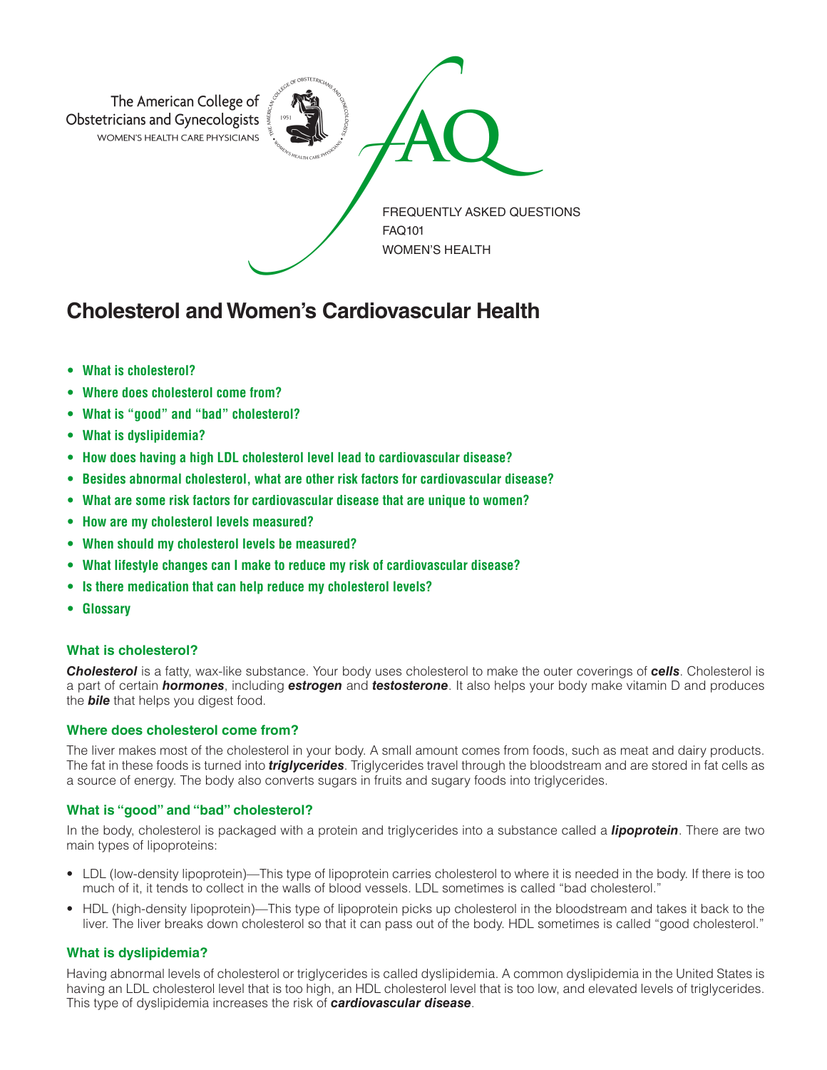The American College of Obstetricians and Gynecologists
WOMEN'S HEALTH CARE PHYSICIANS

FAQ

FREQUENTLY ASKED QUESTIONS
FAQ101
WOMEN'S HEALTH

# Cholesterol and Women's Cardiovascular Health

- **What is cholesterol?**
- **Where does cholesterol come from?**
- **What is "good" and "bad" cholesterol?**
- **What is dyslipidemia?**
- **How does having a high LDL cholesterol level lead to cardiovascular disease?**
- **Besides abnormal cholesterol, what are other risk factors for cardiovascular disease?**
- **What are some risk factors for cardiovascular disease that are unique to women?**
- **How are my cholesterol levels measured?**
- **When should my cholesterol levels be measured?**
- **What lifestyle changes can I make to reduce my risk of cardiovascular disease?**
- **Is there medication that can help reduce my cholesterol levels?**
- **Glossary**

### What is cholesterol?

***Cholesterol*** is a fatty, wax-like substance. Your body uses cholesterol to make the outer coverings of ***cells***. Cholesterol is a part of certain ***hormones***, including ***estrogen*** and ***testosterone***. It also helps your body make vitamin D and produces the ***bile*** that helps you digest food.

### Where does cholesterol come from?

The liver makes most of the cholesterol in your body. A small amount comes from foods, such as meat and dairy products. The fat in these foods is turned into ***triglycerides***. Triglycerides travel through the bloodstream and are stored in fat cells as a source of energy. The body also converts sugars in fruits and sugary foods into triglycerides.

### What is "good" and "bad" cholesterol?

In the body, cholesterol is packaged with a protein and triglycerides into a substance called a ***lipoprotein***. There are two main types of lipoproteins:

- LDL (low-density lipoprotein)—This type of lipoprotein carries cholesterol to where it is needed in the body. If there is too much of it, it tends to collect in the walls of blood vessels. LDL sometimes is called "bad cholesterol."
- HDL (high-density lipoprotein)—This type of lipoprotein picks up cholesterol in the bloodstream and takes it back to the liver. The liver breaks down cholesterol so that it can pass out of the body. HDL sometimes is called "good cholesterol."

### What is dyslipidemia?

Having abnormal levels of cholesterol or triglycerides is called dyslipidemia. A common dyslipidemia in the United States is having an LDL cholesterol level that is too high, an HDL cholesterol level that is too low, and elevated levels of triglycerides. This type of dyslipidemia increases the risk of ***cardiovascular disease***.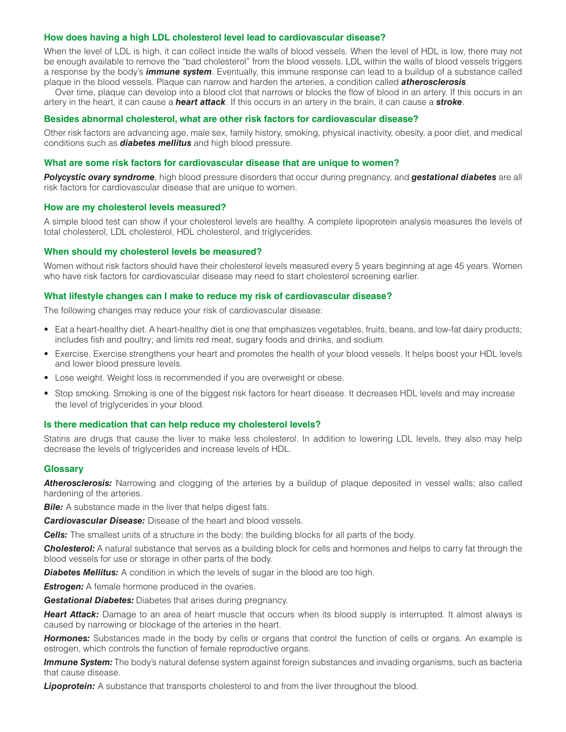### How does having a high LDL cholesterol level lead to cardiovascular disease?

When the level of LDL is high, it can collect inside the walls of blood vessels. When the level of HDL is low, there may not be enough available to remove the "bad cholesterol" from the blood vessels. LDL within the walls of blood vessels triggers a response by the body's ***immune system***. Eventually, this immune response can lead to a buildup of a substance called plaque in the blood vessels. Plaque can narrow and harden the arteries, a condition called ***atherosclerosis***.

Over time, plaque can develop into a blood clot that narrows or blocks the flow of blood in an artery. If this occurs in an artery in the heart, it can cause a ***heart attack***. If this occurs in an artery in the brain, it can cause a ***stroke***.

### Besides abnormal cholesterol, what are other risk factors for cardiovascular disease?

Other risk factors are advancing age, male sex, family history, smoking, physical inactivity, obesity, a poor diet, and medical conditions such as ***diabetes mellitus*** and high blood pressure.

### What are some risk factors for cardiovascular disease that are unique to women?

***Polycystic ovary syndrome***, high blood pressure disorders that occur during pregnancy, and ***gestational diabetes*** are all risk factors for cardiovascular disease that are unique to women.

### How are my cholesterol levels measured?

A simple blood test can show if your cholesterol levels are healthy. A complete lipoprotein analysis measures the levels of total cholesterol, LDL cholesterol, HDL cholesterol, and triglycerides.

### When should my cholesterol levels be measured?

Women without risk factors should have their cholesterol levels measured every 5 years beginning at age 45 years. Women who have risk factors for cardiovascular disease may need to start cholesterol screening earlier.

### What lifestyle changes can I make to reduce my risk of cardiovascular disease?

The following changes may reduce your risk of cardiovascular disease:

- Eat a heart-healthy diet. A heart-healthy diet is one that emphasizes vegetables, fruits, beans, and low-fat dairy products; includes fish and poultry; and limits red meat, sugary foods and drinks, and sodium.
- Exercise. Exercise strengthens your heart and promotes the health of your blood vessels. It helps boost your HDL levels and lower blood pressure levels.
- Lose weight. Weight loss is recommended if you are overweight or obese.
- Stop smoking. Smoking is one of the biggest risk factors for heart disease. It decreases HDL levels and may increase the level of triglycerides in your blood.

### Is there medication that can help reduce my cholesterol levels?

Statins are drugs that cause the liver to make less cholesterol. In addition to lowering LDL levels, they also may help decrease the levels of triglycerides and increase levels of HDL.

### Glossary

***Atherosclerosis:*** Narrowing and clogging of the arteries by a buildup of plaque deposited in vessel walls; also called hardening of the arteries.

***Bile:*** A substance made in the liver that helps digest fats.

***Cardiovascular Disease:*** Disease of the heart and blood vessels.

***Cells:*** The smallest units of a structure in the body; the building blocks for all parts of the body.

***Cholesterol:*** A natural substance that serves as a building block for cells and hormones and helps to carry fat through the blood vessels for use or storage in other parts of the body.

***Diabetes Mellitus:*** A condition in which the levels of sugar in the blood are too high.

***Estrogen:*** A female hormone produced in the ovaries.

***Gestational Diabetes:*** Diabetes that arises during pregnancy.

***Heart Attack:*** Damage to an area of heart muscle that occurs when its blood supply is interrupted. It almost always is caused by narrowing or blockage of the arteries in the heart.

***Hormones:*** Substances made in the body by cells or organs that control the function of cells or organs. An example is estrogen, which controls the function of female reproductive organs.

***Immune System:*** The body's natural defense system against foreign substances and invading organisms, such as bacteria that cause disease.

***Lipoprotein:*** A substance that transports cholesterol to and from the liver throughout the blood.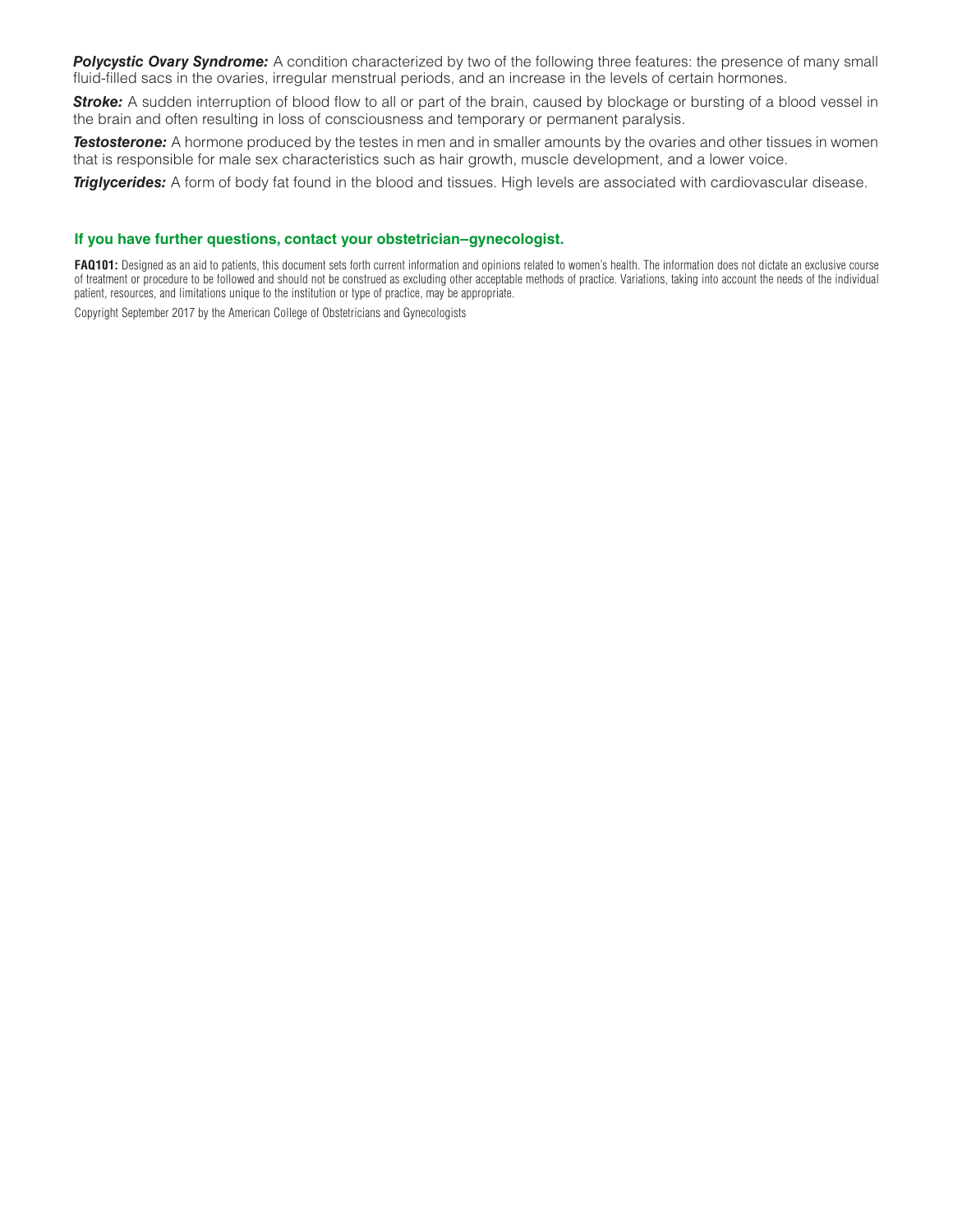***Polycystic Ovary Syndrome:*** A condition characterized by two of the following three features: the presence of many small fluid-filled sacs in the ovaries, irregular menstrual periods, and an increase in the levels of certain hormones.

***Stroke:*** A sudden interruption of blood flow to all or part of the brain, caused by blockage or bursting of a blood vessel in the brain and often resulting in loss of consciousness and temporary or permanent paralysis.

***Testosterone:*** A hormone produced by the testes in men and in smaller amounts by the ovaries and other tissues in women that is responsible for male sex characteristics such as hair growth, muscle development, and a lower voice.

***Triglycerides:*** A form of body fat found in the blood and tissues. High levels are associated with cardiovascular disease.

**If you have further questions, contact your obstetrician–gynecologist.**

**FAQ101:** Designed as an aid to patients, this document sets forth current information and opinions related to women's health. The information does not dictate an exclusive course of treatment or procedure to be followed and should not be construed as excluding other acceptable methods of practice. Variations, taking into account the needs of the individual patient, resources, and limitations unique to the institution or type of practice, may be appropriate.

Copyright September 2017 by the American College of Obstetricians and Gynecologists